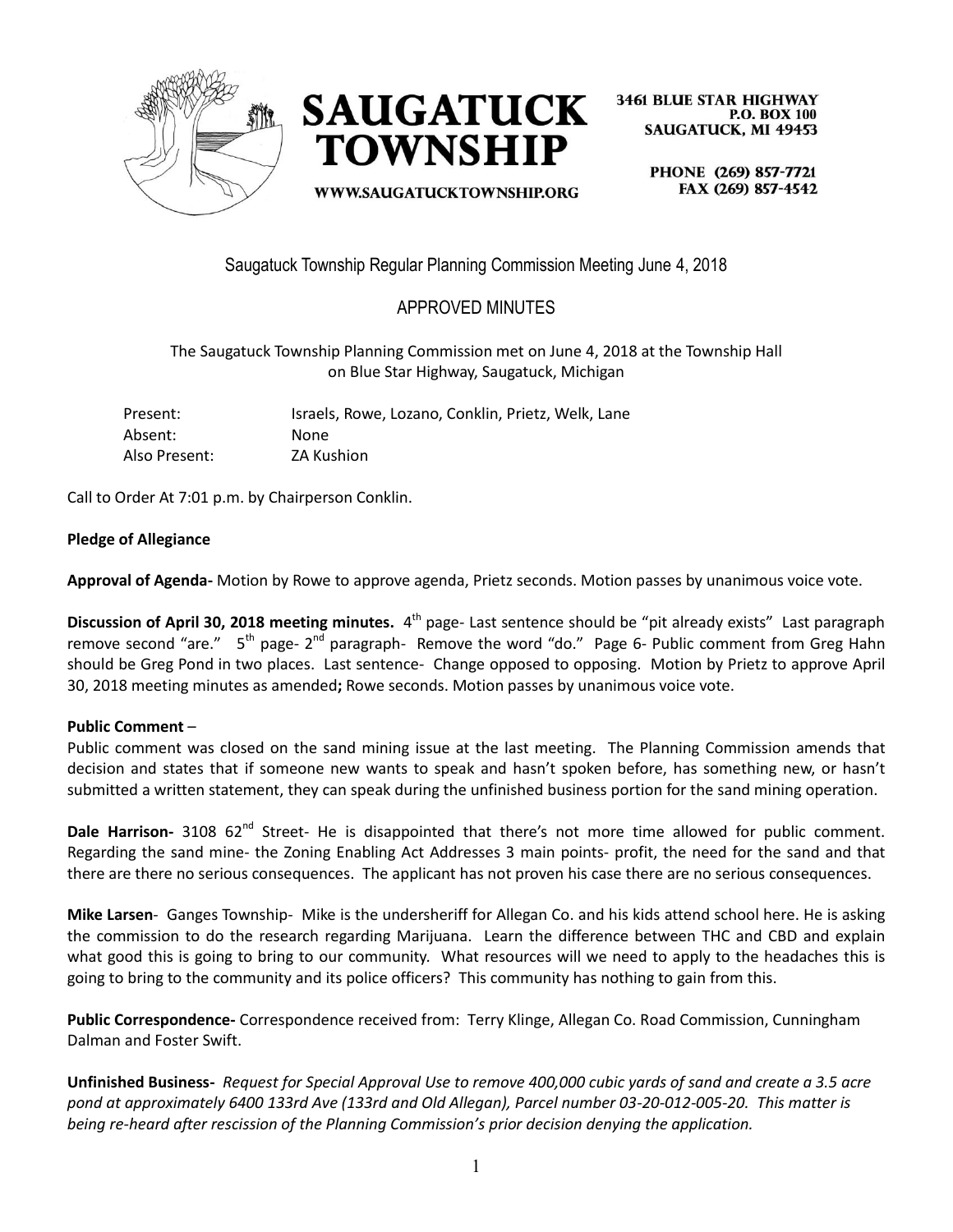SAUGATUCK TOWNSHIP

WWW.SAUGATUCKTOWNSHIP.ORG

3461 BLUE STAR HIGHWAY
P.O. BOX 100
SAUGATUCK, MI 49453

PHONE (269) 857-7721
FAX (269) 857-4542

# Saugatuck Township Regular Planning Commission Meeting June 4, 2018

## APPROVED MINUTES

The Saugatuck Township Planning Commission met on June 4, 2018 at the Township Hall on Blue Star Highway, Saugatuck, Michigan

| | |
|---|---|
| Present: | Israels, Rowe, Lozano, Conklin, Prietz, Welk, Lane |
| Absent: | None |
| Also Present: | ZA Kushion |

Call to Order At 7:01 p.m. by Chairperson Conklin.

**Pledge of Allegiance**

**Approval of Agenda-** Motion by Rowe to approve agenda, Prietz seconds. Motion passes by unanimous voice vote.

**Discussion of April 30, 2018 meeting minutes.** 4th page- Last sentence should be "pit already exists" Last paragraph remove second "are." 5th page- 2nd paragraph- Remove the word "do." Page 6- Public comment from Greg Hahn should be Greg Pond in two places. Last sentence- Change opposed to opposing. Motion by Prietz to approve April 30, 2018 meeting minutes as amended**;** Rowe seconds. Motion passes by unanimous voice vote.

**Public Comment** –

Public comment was closed on the sand mining issue at the last meeting. The Planning Commission amends that decision and states that if someone new wants to speak and hasn't spoken before, has something new, or hasn't submitted a written statement, they can speak during the unfinished business portion for the sand mining operation.

**Dale Harrison-** 3108 62nd Street- He is disappointed that there's not more time allowed for public comment. Regarding the sand mine- the Zoning Enabling Act Addresses 3 main points- profit, the need for the sand and that there are there no serious consequences. The applicant has not proven his case there are no serious consequences.

**Mike Larsen**- Ganges Township- Mike is the undersheriff for Allegan Co. and his kids attend school here. He is asking the commission to do the research regarding Marijuana. Learn the difference between THC and CBD and explain what good this is going to bring to our community. What resources will we need to apply to the headaches this is going to bring to the community and its police officers? This community has nothing to gain from this.

**Public Correspondence-** Correspondence received from: Terry Klinge, Allegan Co. Road Commission, Cunningham Dalman and Foster Swift.

**Unfinished Business-** *Request for Special Approval Use to remove 400,000 cubic yards of sand and create a 3.5 acre pond at approximately 6400 133rd Ave (133rd and Old Allegan), Parcel number 03-20-012-005-20. This matter is being re-heard after rescission of the Planning Commission's prior decision denying the application.*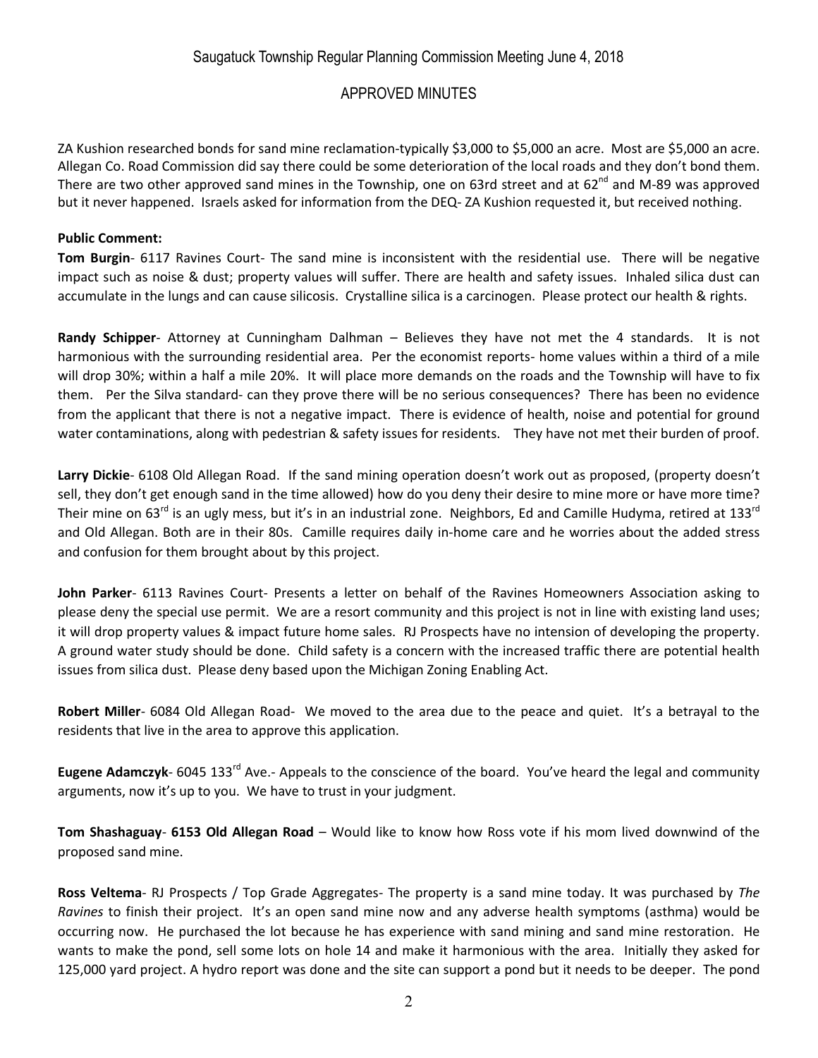ZA Kushion researched bonds for sand mine reclamation-typically \$3,000 to \$5,000 an acre. Most are \$5,000 an acre. Allegan Co. Road Commission did say there could be some deterioration of the local roads and they don't bond them. There are two other approved sand mines in the Township, one on 63rd street and at 62nd and M-89 was approved but it never happened. Israels asked for information from the DEQ- ZA Kushion requested it, but received nothing.

**Public Comment:**

**Tom Burgin**- 6117 Ravines Court- The sand mine is inconsistent with the residential use. There will be negative impact such as noise & dust; property values will suffer. There are health and safety issues. Inhaled silica dust can accumulate in the lungs and can cause silicosis. Crystalline silica is a carcinogen. Please protect our health & rights.

**Randy Schipper**- Attorney at Cunningham Dalhman – Believes they have not met the 4 standards. It is not harmonious with the surrounding residential area. Per the economist reports- home values within a third of a mile will drop 30%; within a half a mile 20%. It will place more demands on the roads and the Township will have to fix them. Per the Silva standard- can they prove there will be no serious consequences? There has been no evidence from the applicant that there is not a negative impact. There is evidence of health, noise and potential for ground water contaminations, along with pedestrian & safety issues for residents. They have not met their burden of proof.

**Larry Dickie**- 6108 Old Allegan Road. If the sand mining operation doesn't work out as proposed, (property doesn't sell, they don't get enough sand in the time allowed) how do you deny their desire to mine more or have more time? Their mine on 63rd is an ugly mess, but it's in an industrial zone. Neighbors, Ed and Camille Hudyma, retired at 133rd and Old Allegan. Both are in their 80s. Camille requires daily in-home care and he worries about the added stress and confusion for them brought about by this project.

**John Parker**- 6113 Ravines Court- Presents a letter on behalf of the Ravines Homeowners Association asking to please deny the special use permit. We are a resort community and this project is not in line with existing land uses; it will drop property values & impact future home sales. RJ Prospects have no intension of developing the property. A ground water study should be done. Child safety is a concern with the increased traffic there are potential health issues from silica dust. Please deny based upon the Michigan Zoning Enabling Act.

**Robert Miller**- 6084 Old Allegan Road- We moved to the area due to the peace and quiet. It's a betrayal to the residents that live in the area to approve this application.

**Eugene Adamczyk**- 6045 133rd Ave.- Appeals to the conscience of the board. You've heard the legal and community arguments, now it's up to you. We have to trust in your judgment.

**Tom Shashaguay**- **6153 Old Allegan Road** – Would like to know how Ross vote if his mom lived downwind of the proposed sand mine.

**Ross Veltema**- RJ Prospects / Top Grade Aggregates- The property is a sand mine today. It was purchased by *The Ravines* to finish their project. It's an open sand mine now and any adverse health symptoms (asthma) would be occurring now. He purchased the lot because he has experience with sand mining and sand mine restoration. He wants to make the pond, sell some lots on hole 14 and make it harmonious with the area. Initially they asked for 125,000 yard project. A hydro report was done and the site can support a pond but it needs to be deeper. The pond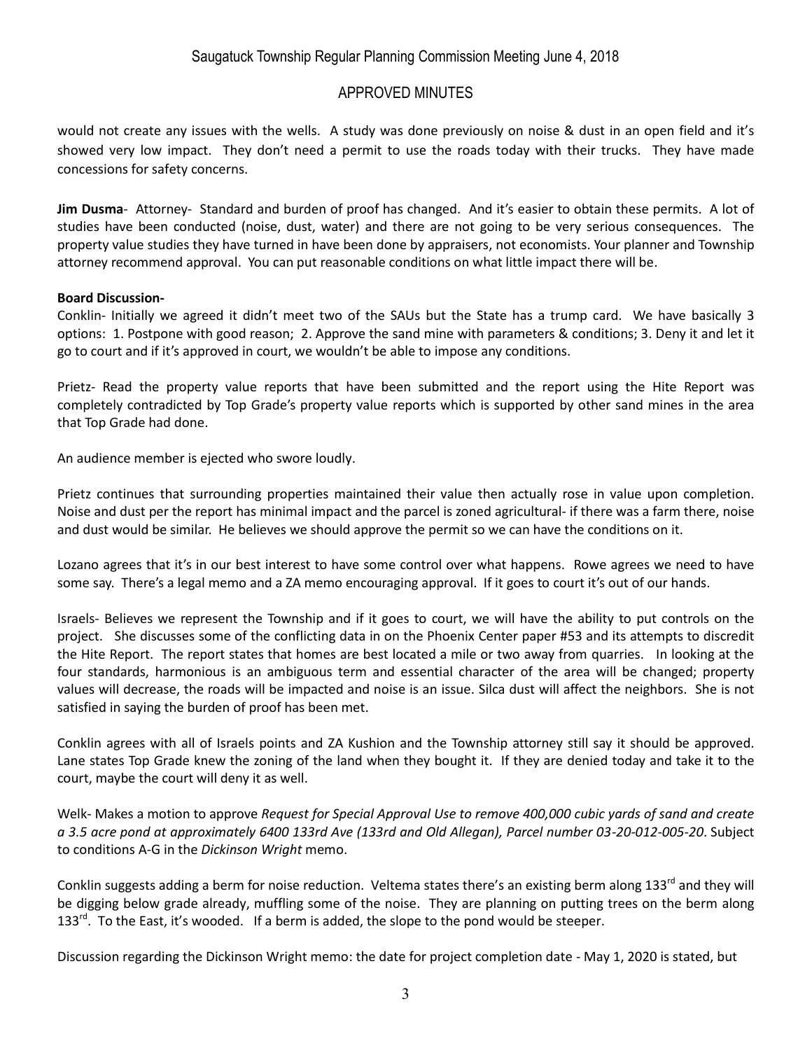would not create any issues with the wells. A study was done previously on noise & dust in an open field and it's showed very low impact. They don't need a permit to use the roads today with their trucks. They have made concessions for safety concerns.

**Jim Dusma**- Attorney- Standard and burden of proof has changed. And it's easier to obtain these permits. A lot of studies have been conducted (noise, dust, water) and there are not going to be very serious consequences. The property value studies they have turned in have been done by appraisers, not economists. Your planner and Township attorney recommend approval. You can put reasonable conditions on what little impact there will be.

**Board Discussion-**

Conklin- Initially we agreed it didn't meet two of the SAUs but the State has a trump card. We have basically 3 options: 1. Postpone with good reason; 2. Approve the sand mine with parameters & conditions; 3. Deny it and let it go to court and if it's approved in court, we wouldn't be able to impose any conditions.

Prietz- Read the property value reports that have been submitted and the report using the Hite Report was completely contradicted by Top Grade's property value reports which is supported by other sand mines in the area that Top Grade had done.

An audience member is ejected who swore loudly.

Prietz continues that surrounding properties maintained their value then actually rose in value upon completion. Noise and dust per the report has minimal impact and the parcel is zoned agricultural- if there was a farm there, noise and dust would be similar. He believes we should approve the permit so we can have the conditions on it.

Lozano agrees that it's in our best interest to have some control over what happens. Rowe agrees we need to have some say. There's a legal memo and a ZA memo encouraging approval. If it goes to court it's out of our hands.

Israels- Believes we represent the Township and if it goes to court, we will have the ability to put controls on the project. She discusses some of the conflicting data in on the Phoenix Center paper #53 and its attempts to discredit the Hite Report. The report states that homes are best located a mile or two away from quarries. In looking at the four standards, harmonious is an ambiguous term and essential character of the area will be changed; property values will decrease, the roads will be impacted and noise is an issue. Silca dust will affect the neighbors. She is not satisfied in saying the burden of proof has been met.

Conklin agrees with all of Israels points and ZA Kushion and the Township attorney still say it should be approved. Lane states Top Grade knew the zoning of the land when they bought it. If they are denied today and take it to the court, maybe the court will deny it as well.

Welk- Makes a motion to approve *Request for Special Approval Use to remove 400,000 cubic yards of sand and create a 3.5 acre pond at approximately 6400 133rd Ave (133rd and Old Allegan), Parcel number 03-20-012-005-20*. Subject to conditions A-G in the *Dickinson Wright* memo.

Conklin suggests adding a berm for noise reduction. Veltema states there's an existing berm along 133rd and they will be digging below grade already, muffling some of the noise. They are planning on putting trees on the berm along 133rd. To the East, it's wooded. If a berm is added, the slope to the pond would be steeper.

Discussion regarding the Dickinson Wright memo: the date for project completion date - May 1, 2020 is stated, but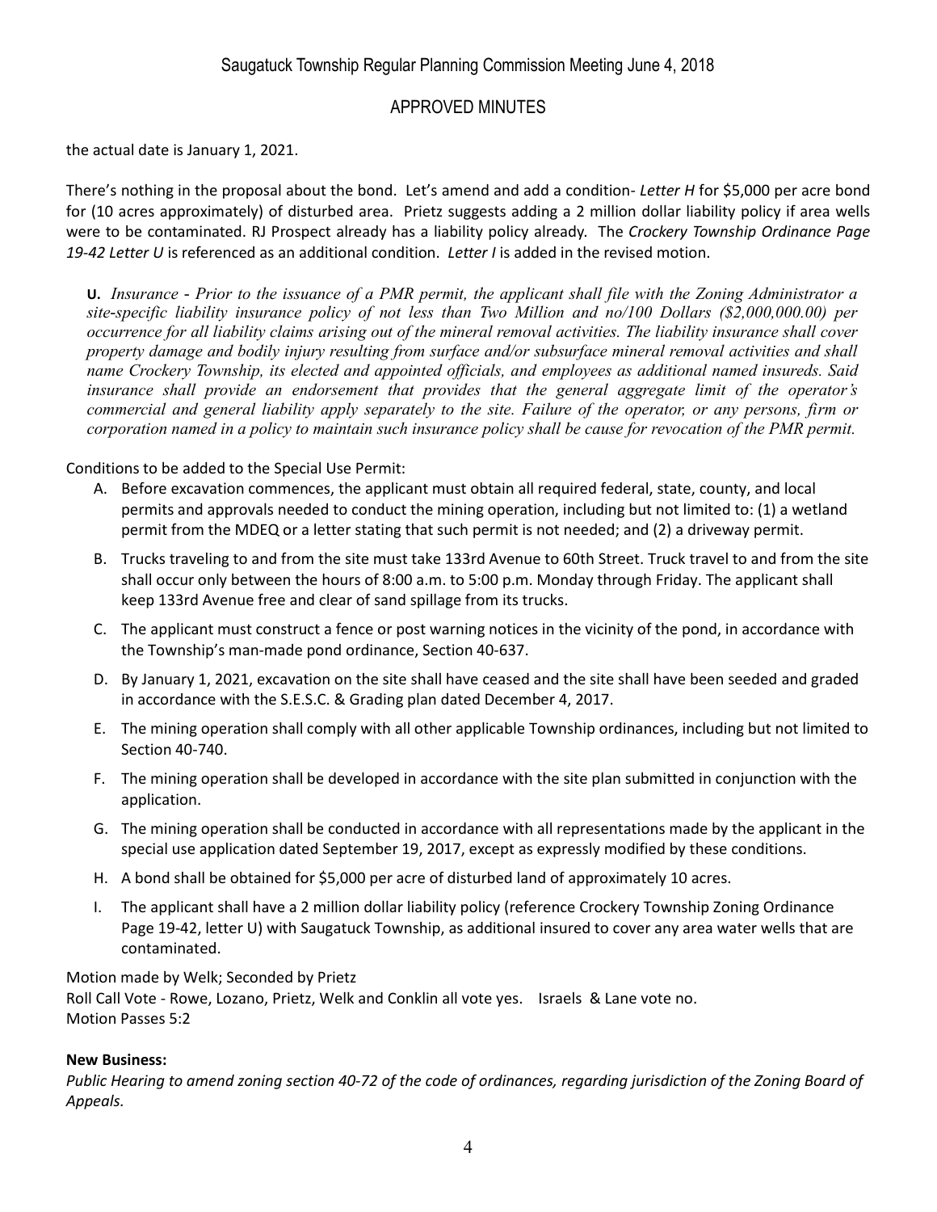the actual date is January 1, 2021.

There's nothing in the proposal about the bond. Let's amend and add a condition- *Letter H* for $5,000 per acre bond for (10 acres approximately) of disturbed area. Prietz suggests adding a 2 million dollar liability policy if area wells were to be contaminated. RJ Prospect already has a liability policy already. The *Crockery Township Ordinance Page 19-42 Letter U* is referenced as an additional condition. *Letter I* is added in the revised motion.

> **U.** *Insurance - Prior to the issuance of a PMR permit, the applicant shall file with the Zoning Administrator a site-specific liability insurance policy of not less than Two Million and no/100 Dollars ($2,000,000.00) per occurrence for all liability claims arising out of the mineral removal activities. The liability insurance shall cover property damage and bodily injury resulting from surface and/or subsurface mineral removal activities and shall name Crockery Township, its elected and appointed officials, and employees as additional named insureds. Said insurance shall provide an endorsement that provides that the general aggregate limit of the operator's commercial and general liability apply separately to the site. Failure of the operator, or any persons, firm or corporation named in a policy to maintain such insurance policy shall be cause for revocation of the PMR permit.*

Conditions to be added to the Special Use Permit:

A. Before excavation commences, the applicant must obtain all required federal, state, county, and local permits and approvals needed to conduct the mining operation, including but not limited to: (1) a wetland permit from the MDEQ or a letter stating that such permit is not needed; and (2) a driveway permit.

B. Trucks traveling to and from the site must take 133rd Avenue to 60th Street. Truck travel to and from the site shall occur only between the hours of 8:00 a.m. to 5:00 p.m. Monday through Friday. The applicant shall keep 133rd Avenue free and clear of sand spillage from its trucks.

C. The applicant must construct a fence or post warning notices in the vicinity of the pond, in accordance with the Township's man-made pond ordinance, Section 40-637.

D. By January 1, 2021, excavation on the site shall have ceased and the site shall have been seeded and graded in accordance with the S.E.S.C. & Grading plan dated December 4, 2017.

E. The mining operation shall comply with all other applicable Township ordinances, including but not limited to Section 40-740.

F. The mining operation shall be developed in accordance with the site plan submitted in conjunction with the application.

G. The mining operation shall be conducted in accordance with all representations made by the applicant in the special use application dated September 19, 2017, except as expressly modified by these conditions.

H. A bond shall be obtained for $5,000 per acre of disturbed land of approximately 10 acres.

I. The applicant shall have a 2 million dollar liability policy (reference Crockery Township Zoning Ordinance Page 19-42, letter U) with Saugatuck Township, as additional insured to cover any area water wells that are contaminated.

Motion made by Welk; Seconded by Prietz
Roll Call Vote - Rowe, Lozano, Prietz, Welk and Conklin all vote yes. Israels & Lane vote no.
Motion Passes 5:2

**New Business:**

*Public Hearing to amend zoning section 40-72 of the code of ordinances, regarding jurisdiction of the Zoning Board of Appeals.*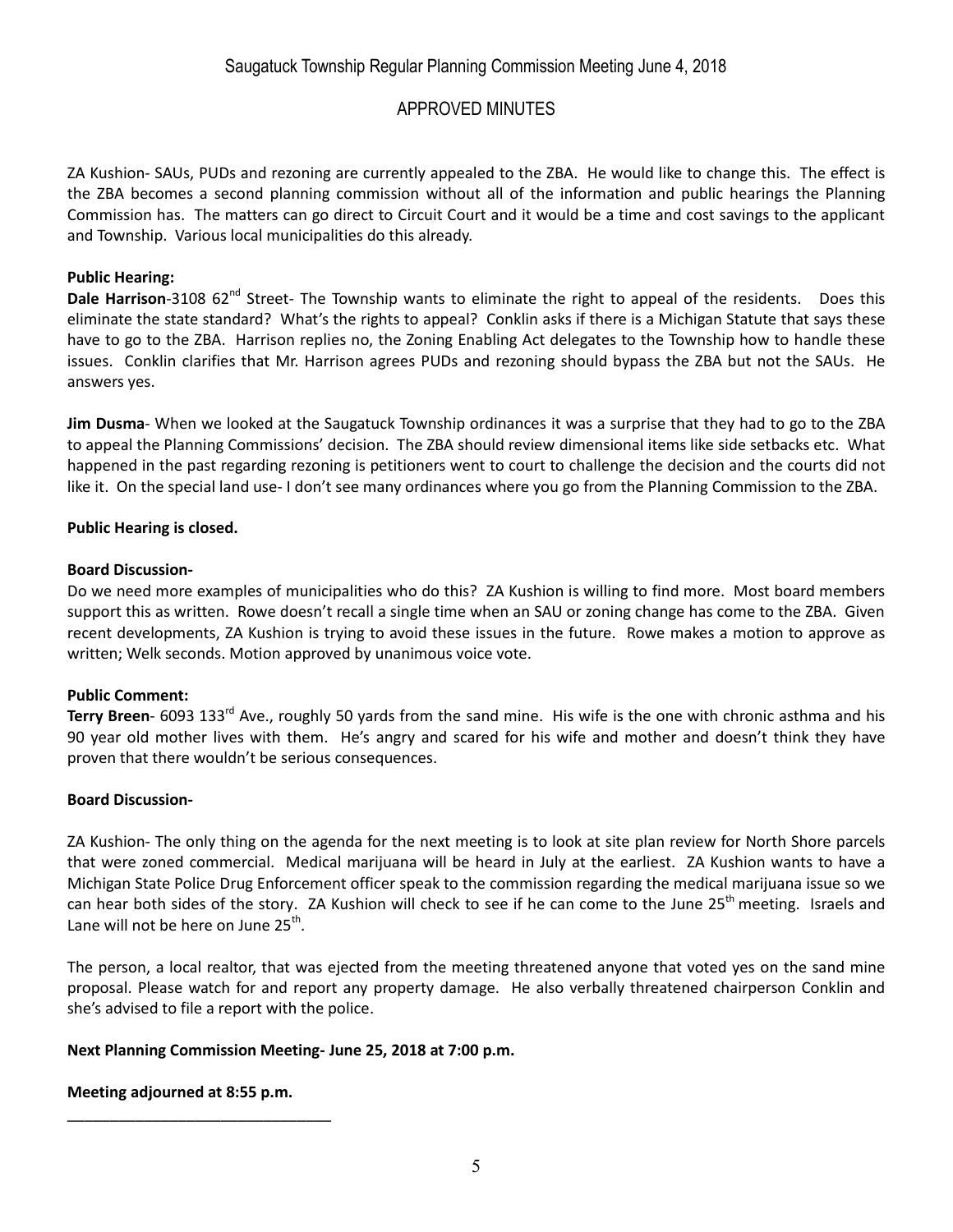ZA Kushion- SAUs, PUDs and rezoning are currently appealed to the ZBA. He would like to change this. The effect is the ZBA becomes a second planning commission without all of the information and public hearings the Planning Commission has. The matters can go direct to Circuit Court and it would be a time and cost savings to the applicant and Township. Various local municipalities do this already.

**Public Hearing:**

**Dale Harrison**-3108 62nd Street- The Township wants to eliminate the right to appeal of the residents. Does this eliminate the state standard? What's the rights to appeal? Conklin asks if there is a Michigan Statute that says these have to go to the ZBA. Harrison replies no, the Zoning Enabling Act delegates to the Township how to handle these issues. Conklin clarifies that Mr. Harrison agrees PUDs and rezoning should bypass the ZBA but not the SAUs. He answers yes.

**Jim Dusma**- When we looked at the Saugatuck Township ordinances it was a surprise that they had to go to the ZBA to appeal the Planning Commissions' decision. The ZBA should review dimensional items like side setbacks etc. What happened in the past regarding rezoning is petitioners went to court to challenge the decision and the courts did not like it. On the special land use- I don't see many ordinances where you go from the Planning Commission to the ZBA.

**Public Hearing is closed.**

**Board Discussion-**

Do we need more examples of municipalities who do this? ZA Kushion is willing to find more. Most board members support this as written. Rowe doesn't recall a single time when an SAU or zoning change has come to the ZBA. Given recent developments, ZA Kushion is trying to avoid these issues in the future. Rowe makes a motion to approve as written; Welk seconds. Motion approved by unanimous voice vote.

**Public Comment:**

**Terry Breen**- 6093 133rd Ave., roughly 50 yards from the sand mine. His wife is the one with chronic asthma and his 90 year old mother lives with them. He's angry and scared for his wife and mother and doesn't think they have proven that there wouldn't be serious consequences.

**Board Discussion-**

ZA Kushion- The only thing on the agenda for the next meeting is to look at site plan review for North Shore parcels that were zoned commercial. Medical marijuana will be heard in July at the earliest. ZA Kushion wants to have a Michigan State Police Drug Enforcement officer speak to the commission regarding the medical marijuana issue so we can hear both sides of the story. ZA Kushion will check to see if he can come to the June 25th meeting. Israels and Lane will not be here on June 25th.

The person, a local realtor, that was ejected from the meeting threatened anyone that voted yes on the sand mine proposal. Please watch for and report any property damage. He also verbally threatened chairperson Conklin and she's advised to file a report with the police.

**Next Planning Commission Meeting- June 25, 2018 at 7:00 p.m.**

**Meeting adjourned at 8:55 p.m.**

\_\_\_\_\_\_\_\_\_\_\_\_\_\_\_\_\_\_\_\_\_\_\_\_\_\_\_\_\_\_\_\_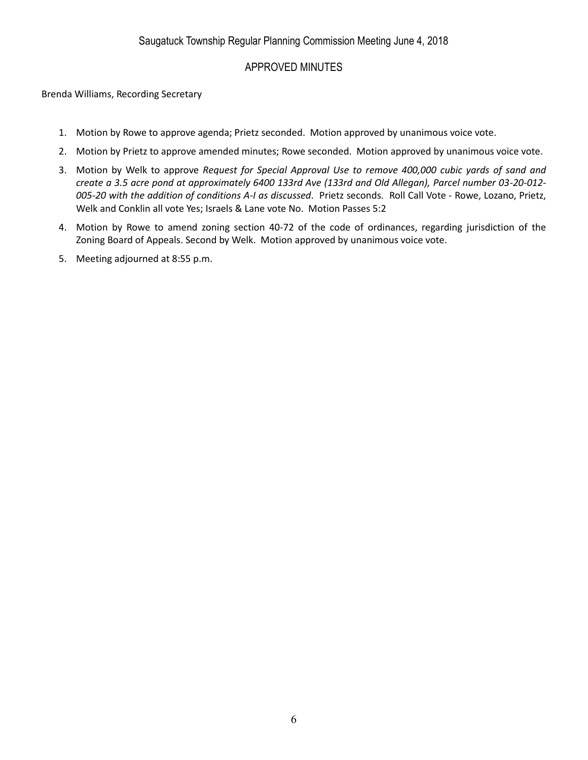Saugatuck Township Regular Planning Commission Meeting June 4, 2018

APPROVED MINUTES

Brenda Williams, Recording Secretary

1. Motion by Rowe to approve agenda; Prietz seconded. Motion approved by unanimous voice vote.
2. Motion by Prietz to approve amended minutes; Rowe seconded. Motion approved by unanimous voice vote.
3. Motion by Welk to approve *Request for Special Approval Use to remove 400,000 cubic yards of sand and create a 3.5 acre pond at approximately 6400 133rd Ave (133rd and Old Allegan), Parcel number 03-20-012-005-20 with the addition of conditions A-I as discussed*. Prietz seconds. Roll Call Vote - Rowe, Lozano, Prietz, Welk and Conklin all vote Yes; Israels & Lane vote No. Motion Passes 5:2
4. Motion by Rowe to amend zoning section 40-72 of the code of ordinances, regarding jurisdiction of the Zoning Board of Appeals. Second by Welk. Motion approved by unanimous voice vote.
5. Meeting adjourned at 8:55 p.m.